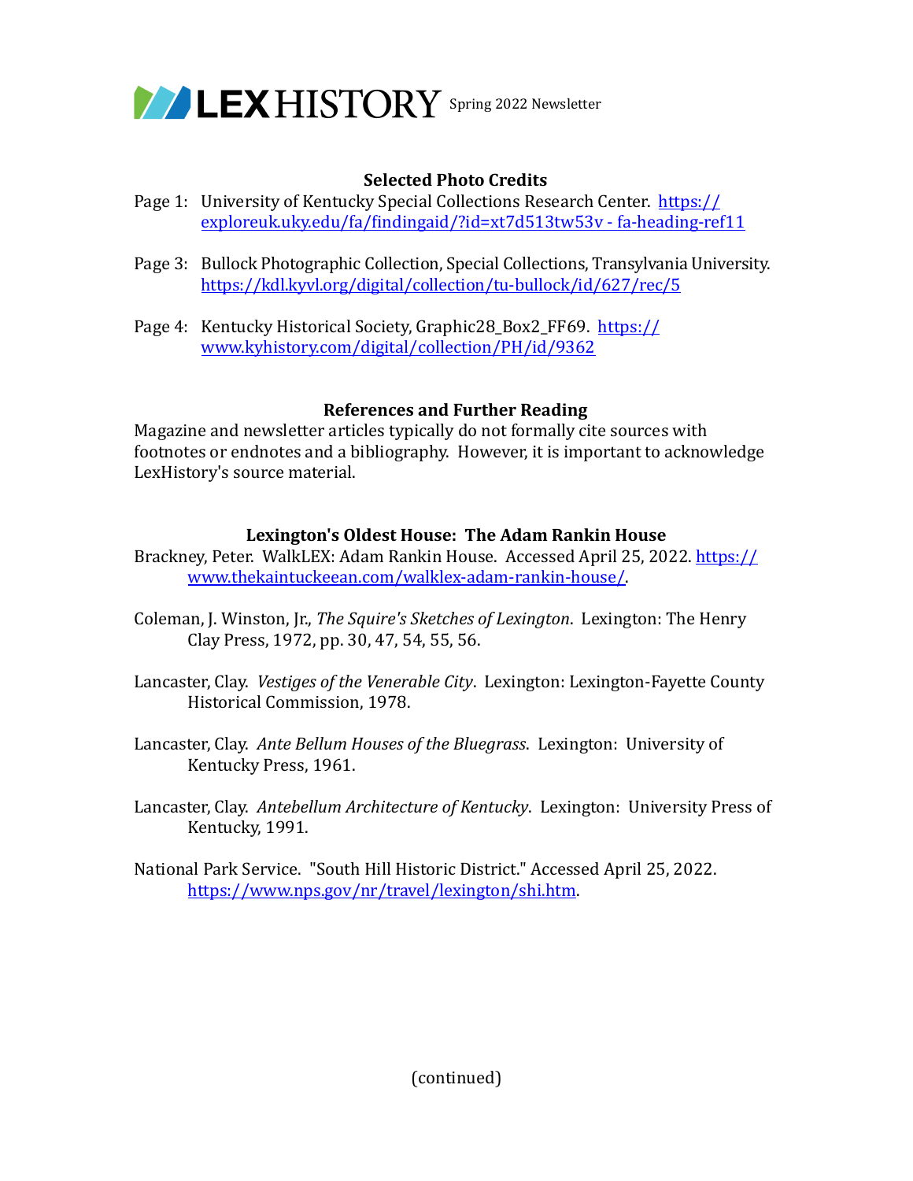LEXHISTORY Spring 2022 Newsletter

### Selected Photo Credits

Page 1: University of Kentucky Special Collections Research Center. https://exploreuk.uky.edu/fa/findingaid/?id=xt7d513tw53v - fa-heading-ref11

Page 3: Bullock Photographic Collection, Special Collections, Transylvania University. https://kdl.kyvl.org/digital/collection/tu-bullock/id/627/rec/5

Page 4: Kentucky Historical Society, Graphic28_Box2_FF69. https://www.kyhistory.com/digital/collection/PH/id/9362

### References and Further Reading

Magazine and newsletter articles typically do not formally cite sources with footnotes or endnotes and a bibliography. However, it is important to acknowledge LexHistory's source material.

### Lexington's Oldest House: The Adam Rankin House

Brackney, Peter. WalkLEX: Adam Rankin House. Accessed April 25, 2022. https://www.thekaintuckeean.com/walklex-adam-rankin-house/.

Coleman, J. Winston, Jr., *The Squire's Sketches of Lexington*. Lexington: The Henry Clay Press, 1972, pp. 30, 47, 54, 55, 56.

Lancaster, Clay. *Vestiges of the Venerable City*. Lexington: Lexington-Fayette County Historical Commission, 1978.

Lancaster, Clay. *Ante Bellum Houses of the Bluegrass*. Lexington: University of Kentucky Press, 1961.

Lancaster, Clay. *Antebellum Architecture of Kentucky*. Lexington: University Press of Kentucky, 1991.

National Park Service. "South Hill Historic District." Accessed April 25, 2022. https://www.nps.gov/nr/travel/lexington/shi.htm.

(continued)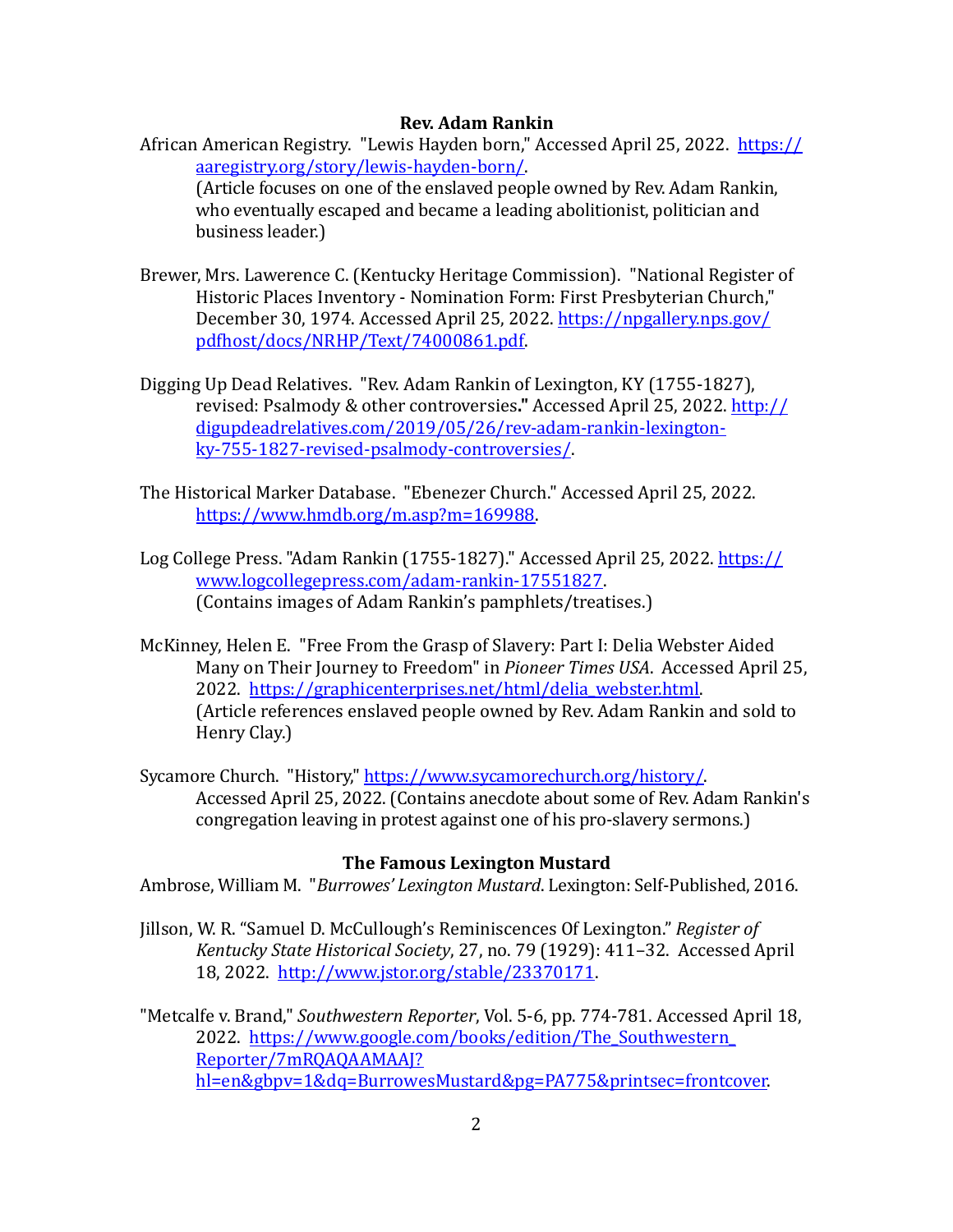## Rev. Adam Rankin

African American Registry. "Lewis Hayden born," Accessed April 25, 2022. [https://aaregistry.org/story/lewis-hayden-born/](https://aaregistry.org/story/lewis-hayden-born/).
(Article focuses on one of the enslaved people owned by Rev. Adam Rankin, who eventually escaped and became a leading abolitionist, politician and business leader.)

Brewer, Mrs. Lawerence C. (Kentucky Heritage Commission). "National Register of Historic Places Inventory - Nomination Form: First Presbyterian Church," December 30, 1974. Accessed April 25, 2022. [https://npgallery.nps.gov/pdfhost/docs/NRHP/Text/74000861.pdf](https://npgallery.nps.gov/pdfhost/docs/NRHP/Text/74000861.pdf).

Digging Up Dead Relatives. "Rev. Adam Rankin of Lexington, KY (1755-1827), revised: Psalmody & other controversies**."** Accessed April 25, 2022. [http://digupdeadrelatives.com/2019/05/26/rev-adam-rankin-lexington-ky-755-1827-revised-psalmody-controversies/](http://digupdeadrelatives.com/2019/05/26/rev-adam-rankin-lexington-ky-755-1827-revised-psalmody-controversies/).

The Historical Marker Database. "Ebenezer Church." Accessed April 25, 2022. [https://www.hmdb.org/m.asp?m=169988](https://www.hmdb.org/m.asp?m=169988).

Log College Press. "Adam Rankin (1755-1827)." Accessed April 25, 2022. [https://www.logcollegepress.com/adam-rankin-17551827](https://www.logcollegepress.com/adam-rankin-17551827).
(Contains images of Adam Rankin's pamphlets/treatises.)

McKinney, Helen E. "Free From the Grasp of Slavery: Part I: Delia Webster Aided Many on Their Journey to Freedom" in *Pioneer Times USA*. Accessed April 25, 2022. [https://graphicenterprises.net/html/delia_webster.html](https://graphicenterprises.net/html/delia_webster.html).
(Article references enslaved people owned by Rev. Adam Rankin and sold to Henry Clay.)

Sycamore Church. "History," [https://www.sycamorechurch.org/history/](https://www.sycamorechurch.org/history/). Accessed April 25, 2022. (Contains anecdote about some of Rev. Adam Rankin's congregation leaving in protest against one of his pro-slavery sermons.)

## The Famous Lexington Mustard

Ambrose, William M. "*Burrowes' Lexington Mustard*. Lexington: Self-Published, 2016.

Jillson, W. R. "Samuel D. McCullough's Reminiscences Of Lexington." *Register of Kentucky State Historical Society*, 27, no. 79 (1929): 411–32. Accessed April 18, 2022. [http://www.jstor.org/stable/23370171](http://www.jstor.org/stable/23370171).

"Metcalfe v. Brand," *Southwestern Reporter*, Vol. 5-6, pp. 774-781. Accessed April 18, 2022. [https://www.google.com/books/edition/The_Southwestern_Reporter/7mRQAQAAMAAJ?hl=en&gbpv=1&dq=BurrowesMustard&pg=PA775&printsec=frontcover](https://www.google.com/books/edition/The_Southwestern_Reporter/7mRQAQAAMAAJ?hl=en&gbpv=1&dq=BurrowesMustard&pg=PA775&printsec=frontcover).